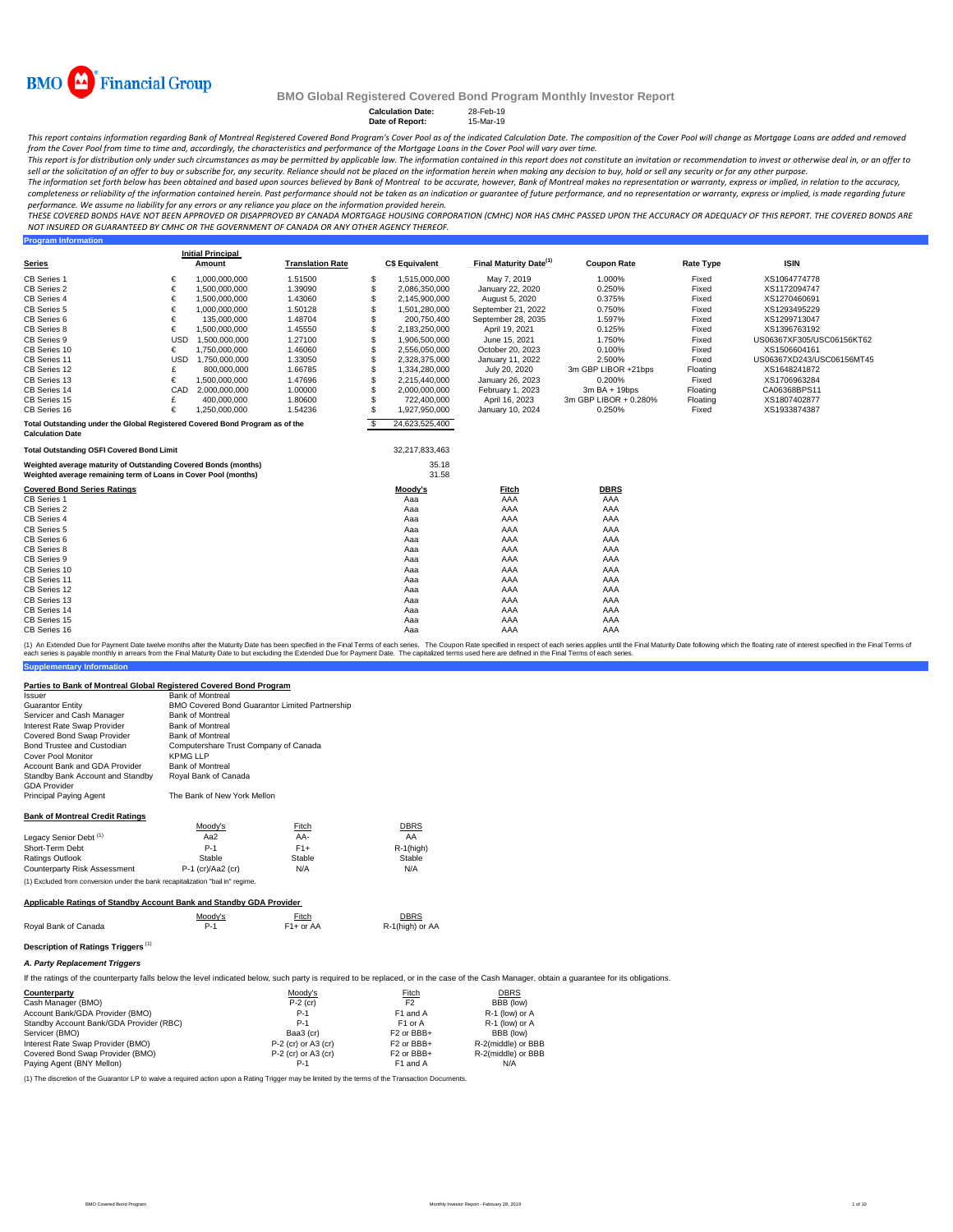BMO Financial Group

# BMO Global Registered Covered Bond Program Monthly Investor Report

**Calculation Date:** 28-Feb-19
**Date of Report:** 15-Mar-19

*This report contains information regarding Bank of Montreal Registered Covered Bond Program's Cover Pool as of the indicated Calculation Date. The composition of the Cover Pool will change as Mortgage Loans are added and removed from the Cover Pool from time to time and, accordingly, the characteristics and performance of the Mortgage Loans in the Cover Pool will vary over time.*

*This report is for distribution only under such circumstances as may be permitted by applicable law. The information contained in this report does not constitute an invitation or recommendation to invest or otherwise deal in, or an offer to sell or the solicitation of an offer to buy or subscribe for, any security. Reliance should not be placed on the information herein when making any decision to buy, hold or sell any security or for any other purpose.*

*The information set forth below has been obtained and based upon sources believed by Bank of Montreal to be accurate, however, Bank of Montreal makes no representation or warranty, express or implied, in relation to the accuracy, completeness or reliability of the information contained herein. Past performance should not be taken as an indication or guarantee of future performance, and no representation or warranty, express or implied, is made regarding future performance. We assume no liability for any errors or any reliance you place on the information provided herein.*

*THESE COVERED BONDS HAVE NOT BEEN APPROVED OR DISAPPROVED BY CANADA MORTGAGE HOUSING CORPORATION (CMHC) NOR HAS CMHC PASSED UPON THE ACCURACY OR ADEQUACY OF THIS REPORT. THE COVERED BONDS ARE NOT INSURED OR GUARANTEED BY CMHC OR THE GOVERNMENT OF CANADA OR ANY OTHER AGENCY THEREOF.*

## Program Information

| Series | | Initial Principal Amount | Translation Rate | | C$ Equivalent | Final Maturity Date[1] | Coupon Rate | Rate Type | ISIN |
|---|---|---|---|---|---|---|---|---|---|
| CB Series 1 | € | 1,000,000,000 | 1.51500 | $ | 1,515,000,000 | May 7, 2019 | 1.000% | Fixed | XS1064774778 |
| CB Series 2 | € | 1,500,000,000 | 1.39090 | $ | 2,086,350,000 | January 22, 2020 | 0.250% | Fixed | XS1172094747 |
| CB Series 4 | € | 1,500,000,000 | 1.43060 | $ | 2,145,900,000 | August 5, 2020 | 0.375% | Fixed | XS1270460691 |
| CB Series 5 | € | 1,000,000,000 | 1.50128 | $ | 1,501,280,000 | September 21, 2022 | 0.750% | Fixed | XS1293495229 |
| CB Series 6 | € | 135,000,000 | 1.48704 | $ | 200,750,400 | September 28, 2035 | 1.597% | Fixed | XS1299713047 |
| CB Series 8 | € | 1,500,000,000 | 1.45550 | $ | 2,183,250,000 | April 19, 2021 | 0.125% | Fixed | XS1396763192 |
| CB Series 9 | USD | 1,500,000,000 | 1.27100 | $ | 1,906,500,000 | June 15, 2021 | 1.750% | Fixed | US06367XF305/USC06156KT62 |
| CB Series 10 | € | 1,750,000,000 | 1.46060 | $ | 2,556,050,000 | October 20, 2023 | 0.100% | Fixed | XS1506604161 |
| CB Series 11 | USD | 1,750,000,000 | 1.33050 | $ | 2,328,375,000 | January 11, 2022 | 2.500% | Fixed | US06367XD243/USC06156MT45 |
| CB Series 12 | £ | 800,000,000 | 1.66785 | $ | 1,334,280,000 | July 20, 2020 | 3m GBP LIBOR +21bps | Floating | XS1648241872 |
| CB Series 13 | € | 1,500,000,000 | 1.47696 | $ | 2,215,440,000 | January 26, 2023 | 0.200% | Fixed | XS1706963284 |
| CB Series 14 | CAD | 2,000,000,000 | 1.00000 | $ | 2,000,000,000 | February 1, 2023 | 3m BA + 19bps | Floating | CA06368BPS11 |
| CB Series 15 | £ | 400,000,000 | 1.80600 | $ | 722,400,000 | April 16, 2023 | 3m GBP LIBOR + 0.280% | Floating | XS1807402877 |
| CB Series 16 | € | 1,250,000,000 | 1.54236 | $ | 1,927,950,000 | January 10, 2024 | 0.250% | Fixed | XS1933874387 |
| **Total Outstanding under the Global Registered Covered Bond Program as of the Calculation Date** | | | | $ | 24,623,525,400 | | | | |

| | |
|---|---|
| **Total Outstanding OSFI Covered Bond Limit** | 32,217,833,463 |
| **Weighted average maturity of Outstanding Covered Bonds (months)** | 35.18 |
| **Weighted average remaining term of Loans in Cover Pool (months)** | 31.58 |

| Covered Bond Series Ratings | Moody's | Fitch | DBRS |
|---|---|---|---|
| CB Series 1 | Aaa | AAA | AAA |
| CB Series 2 | Aaa | AAA | AAA |
| CB Series 4 | Aaa | AAA | AAA |
| CB Series 5 | Aaa | AAA | AAA |
| CB Series 6 | Aaa | AAA | AAA |
| CB Series 8 | Aaa | AAA | AAA |
| CB Series 9 | Aaa | AAA | AAA |
| CB Series 10 | Aaa | AAA | AAA |
| CB Series 11 | Aaa | AAA | AAA |
| CB Series 12 | Aaa | AAA | AAA |
| CB Series 13 | Aaa | AAA | AAA |
| CB Series 14 | Aaa | AAA | AAA |
| CB Series 15 | Aaa | AAA | AAA |
| CB Series 16 | Aaa | AAA | AAA |

(1) An Extended Due for Payment Date twelve months after the Maturity Date has been specified in the Final Terms of each series. The Coupon Rate specified in respect of each series applies until the Final Maturity Date following which the floating rate of interest specified in the Final Terms of each series is payable monthly in arrears from the Final Maturity Date to but excluding the Extended Due for Payment Date. The capitalized terms used here are defined in the Final Terms of each series.

## Supplementary Information

### Parties to Bank of Montreal Global Registered Covered Bond Program

| | |
|---|---|
| Issuer | Bank of Montreal |
| Guarantor Entity | BMO Covered Bond Guarantor Limited Partnership |
| Servicer and Cash Manager | Bank of Montreal |
| Interest Rate Swap Provider | Bank of Montreal |
| Covered Bond Swap Provider | Bank of Montreal |
| Bond Trustee and Custodian | Computershare Trust Company of Canada |
| Cover Pool Monitor | KPMG LLP |
| Account Bank and GDA Provider | Bank of Montreal |
| Standby Bank Account and Standby GDA Provider | Royal Bank of Canada |
| Principal Paying Agent | The Bank of New York Mellon |

### Bank of Montreal Credit Ratings

| | Moody's | Fitch | DBRS |
|---|---|---|---|
| Legacy Senior Debt[1] | Aa2 | AA- | AA |
| Short-Term Debt | P-1 | F1+ | R-1(high) |
| Ratings Outlook | Stable | Stable | Stable |
| Counterparty Risk Assessment | P-1 (cr)/Aa2 (cr) | N/A | N/A |

(1) Excluded from conversion under the bank recapitalization "bail in" regime.

### Applicable Ratings of Standby Account Bank and Standby GDA Provider

| | Moody's | Fitch | DBRS |
|---|---|---|---|
| Royal Bank of Canada | P-1 | F1+ or AA | R-1(high) or AA |

### Description of Ratings Triggers[1]

#### *A. Party Replacement Triggers*

If the ratings of the counterparty falls below the level indicated below, such party is required to be replaced, or in the case of the Cash Manager, obtain a guarantee for its obligations.

| Counterparty | Moody's | Fitch | DBRS |
|---|---|---|---|
| Cash Manager (BMO) | P-2 (cr) | F2 | BBB (low) |
| Account Bank/GDA Provider (BMO) | P-1 | F1 and A | R-1 (low) or A |
| Standby Account Bank/GDA Provider (RBC) | P-1 | F1 or A | R-1 (low) or A |
| Servicer (BMO) | Baa3 (cr) | F2 or BBB+ | BBB (low) |
| Interest Rate Swap Provider (BMO) | P-2 (cr) or A3 (cr) | F2 or BBB+ | R-2(middle) or BBB |
| Covered Bond Swap Provider (BMO) | P-2 (cr) or A3 (cr) | F2 or BBB+ | R-2(middle) or BBB |
| Paying Agent (BNY Mellon) | P-1 | F1 and A | N/A |

(1) The discretion of the Guarantor LP to waive a required action upon a Rating Trigger may be limited by the terms of the Transaction Documents.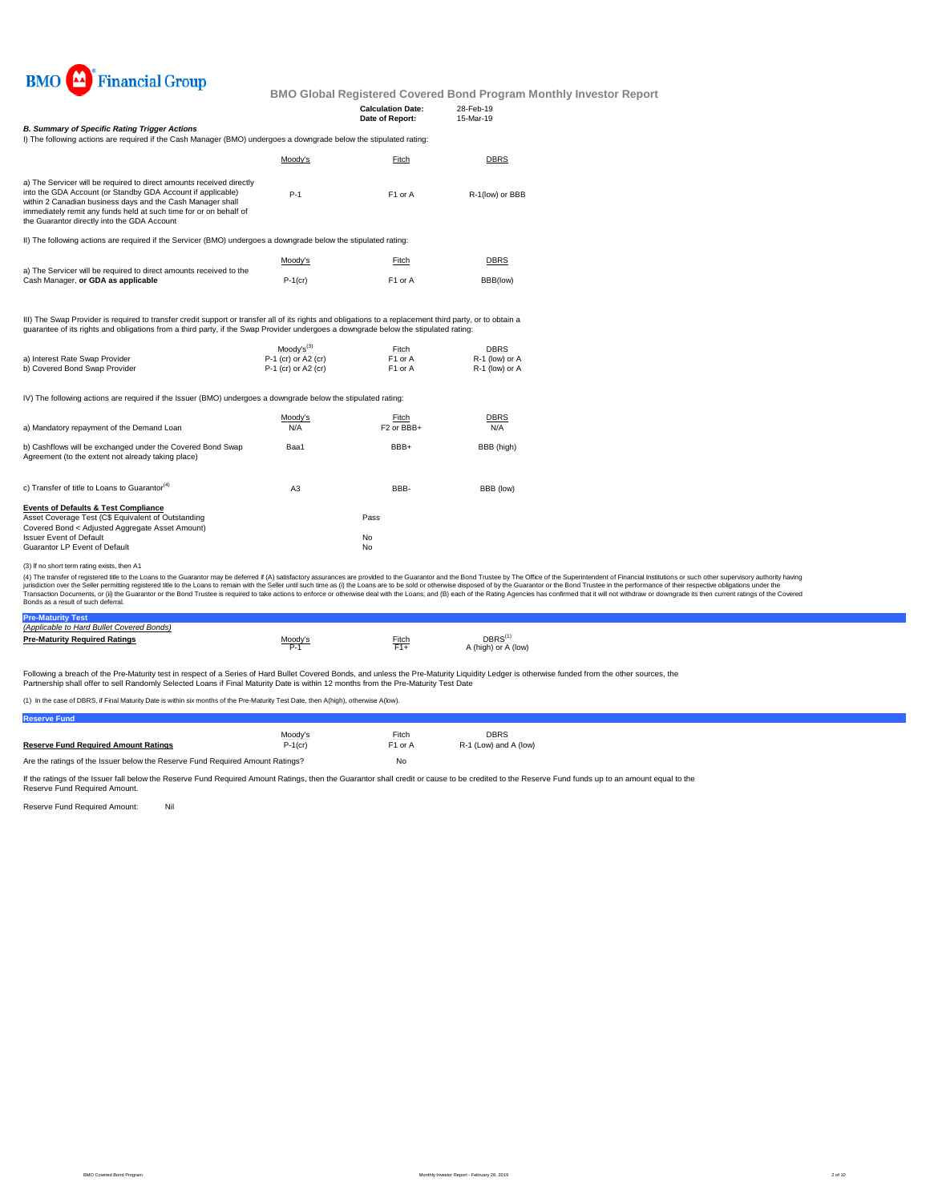BMO Financial Group

# BMO Global Registered Covered Bond Program Monthly Investor Report

**Calculation Date:** 28-Feb-19
**Date of Report:** 15-Mar-19

### *B. Summary of Specific Rating Trigger Actions*

I) The following actions are required if the Cash Manager (BMO) undergoes a downgrade below the stipulated rating:

| | Moody's | Fitch | DBRS |
|---|---|---|---|
| a) The Servicer will be required to direct amounts received directly into the GDA Account (or Standby GDA Account if applicable) within 2 Canadian business days and the Cash Manager shall immediately remit any funds held at such time for or on behalf of the Guarantor directly into the GDA Account | P-1 | F1 or A | R-1(low) or BBB |

II) The following actions are required if the Servicer (BMO) undergoes a downgrade below the stipulated rating:

| | Moody's | Fitch | DBRS |
|---|---|---|---|
| a) The Servicer will be required to direct amounts received to the Cash Manager, **or GDA as applicable** | P-1(cr) | F1 or A | BBB(low) |

III) The Swap Provider is required to transfer credit support or transfer all of its rights and obligations to a replacement third party, or to obtain a guarantee of its rights and obligations from a third party, if the Swap Provider undergoes a downgrade below the stipulated rating:

| | Moody's[(3)] | Fitch | DBRS |
|---|---|---|---|
| a) Interest Rate Swap Provider | P-1 (cr) or A2 (cr) | F1 or A | R-1 (low) or A |
| b) Covered Bond Swap Provider | P-1 (cr) or A2 (cr) | F1 or A | R-1 (low) or A |

IV) The following actions are required if the Issuer (BMO) undergoes a downgrade below the stipulated rating:

| | Moody's | Fitch | DBRS |
|---|---|---|---|
| a) Mandatory repayment of the Demand Loan | N/A | F2 or BBB+ | N/A |
| b) Cashflows will be exchanged under the Covered Bond Swap Agreement (to the extent not already taking place) | Baa1 | BBB+ | BBB (high) |
| c) Transfer of title to Loans to Guarantor[(4)] | A3 | BBB- | BBB (low) |

**Events of Defaults & Test Compliance**

| | |
|---|---|
| Asset Coverage Test (C$ Equivalent of Outstanding Covered Bond < Adjusted Aggregate Asset Amount) | Pass |
| Issuer Event of Default | No |
| Guarantor LP Event of Default | No |

(3) If no short term rating exists, then A1

(4) The transfer of registered title to the Loans to the Guarantor may be deferred if (A) satisfactory assurances are provided to the Guarantor and the Bond Trustee by The Office of the Superintendent of Financial Institutions or such other supervisory authority having jurisdiction over the Seller permitting registered title to the Loans to remain with the Seller until such time as (i) the Loans are to be sold or otherwise disposed of by the Guarantor or the Bond Trustee in the performance of their respective obligations under the Transaction Documents, or (ii) the Guarantor or the Bond Trustee is required to take actions to enforce or otherwise deal with the Loans, and (B) each of the Rating Agencies has confirmed that it will not withdraw or downgrade its then current ratings of the Covered Bonds as a result of such deferral.

## Pre-Maturity Test

*(Applicable to Hard Bullet Covered Bonds)*

| **Pre-Maturity Required Ratings** | Moody's | Fitch | DBRS[(1)] |
|---|---|---|---|
| | P-1 | F1+ | A (high) or A (low) |

Following a breach of the Pre-Maturity test in respect of a Series of Hard Bullet Covered Bonds, and unless the Pre-Maturity Liquidity Ledger is otherwise funded from the other sources, the Partnership shall offer to sell Randomly Selected Loans if Final Maturity Date is within 12 months from the Pre-Maturity Test Date

(1) In the case of DBRS, if Final Maturity Date is within six months of the Pre-Maturity Test Date, then A(high), otherwise A(low).

## Reserve Fund

| | Moody's | Fitch | DBRS |
|---|---|---|---|
| **Reserve Fund Required Amount Ratings** | P-1(cr) | F1 or A | R-1 (Low) and A (low) |
| Are the ratings of the Issuer below the Reserve Fund Required Amount Ratings? | | No | |

If the ratings of the Issuer fall below the Reserve Fund Required Amount Ratings, then the Guarantor shall credit or cause to be credited to the Reserve Fund funds up to an amount equal to the Reserve Fund Required Amount.

Reserve Fund Required Amount: Nil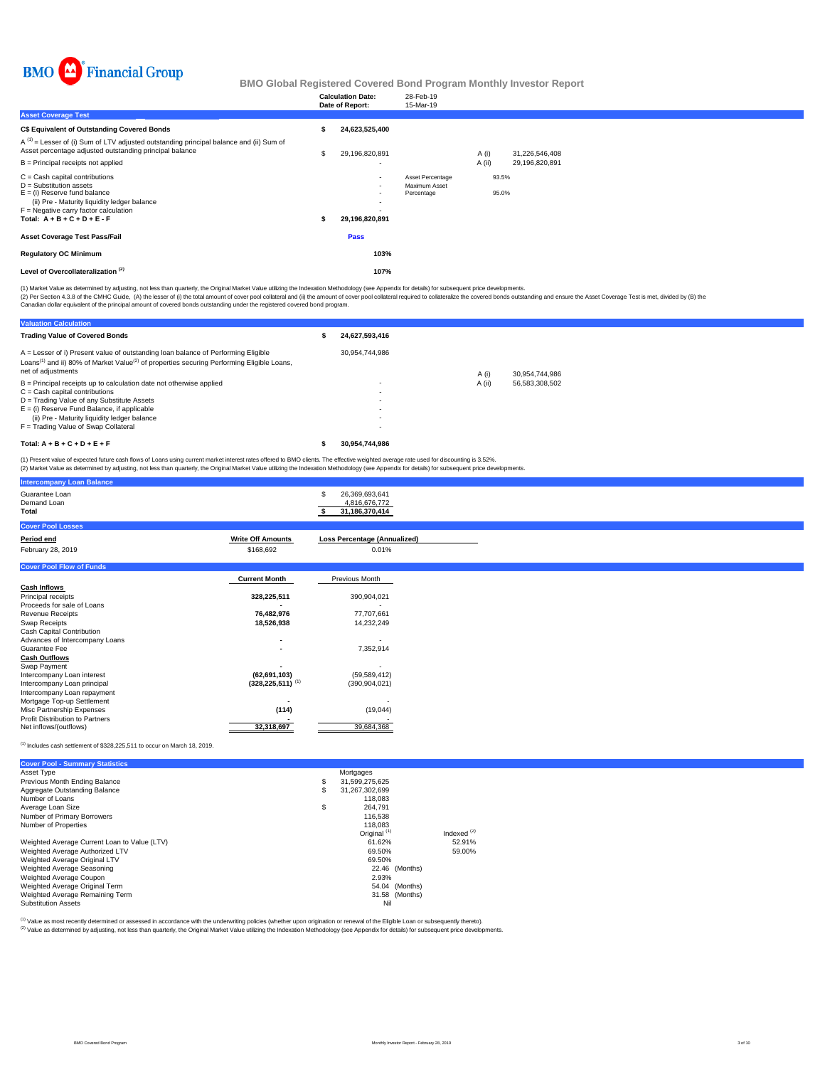BMO Financial Group

# BMO Global Registered Covered Bond Program Monthly Investor Report

| | |
|---|---|
| **Calculation Date:** | 28-Feb-19 |
| **Date of Report:** | 15-Mar-19 |

## Asset Coverage Test

| | | | | | |
|---|---|---|---|---|---|
| **C$ Equivalent of Outstanding Covered Bonds** | **$** | **24,623,525,400** | | | |
| A [1] = Lesser of (i) Sum of LTV adjusted outstanding principal balance and (ii) Sum of Asset percentage adjusted outstanding principal balance | $ | 29,196,820,891 | | A (i) | 31,226,546,408 |
| B = Principal receipts not applied | | - | | A (ii) | 29,196,820,891 |
| C = Cash capital contributions | | - | Asset Percentage | 93.5% | |
| D = Substitution assets | | - | Maximum Asset Percentage | 95.0% | |
| E = (i) Reserve fund balance | | - | | | |
| (ii) Pre - Maturity liquidity ledger balance | | - | | | |
| F = Negative carry factor calculation | | - | | | |
| **Total: A + B + C + D + E - F** | **$** | **29,196,820,891** | | | |
| **Asset Coverage Test Pass/Fail** | | **Pass** | | | |
| **Regulatory OC Minimum** | | **103%** | | | |
| **Level of Overcollateralization [2]** | | **107%** | | | |

(1) Market Value as determined by adjusting, not less than quarterly, the Original Market Value utilizing the Indexation Methodology (see Appendix for details) for subsequent price developments.
(2) Per Section 4.3.8 of the CMHC Guide, (A) the lesser of (i) the total amount of cover pool collateral and (ii) the amount of cover pool collateral required to collateralize the covered bonds outstanding and ensure the Asset Coverage Test is met, divided by (B) the Canadian dollar equivalent of the principal amount of covered bonds outstanding under the registered covered bond program.

## Valuation Calculation

| | | | | |
|---|---|---|---|---|
| **Trading Value of Covered Bonds** | **$** | **24,627,593,416** | | |
| A = Lesser of i) Present value of outstanding loan balance of Performing Eligible Loans[1] and ii) 80% of Market Value[2] of properties securing Performing Eligible Loans, net of adjustments | | 30,954,744,986 | A (i) | 30,954,744,986 |
| B = Principal receipts up to calculation date not otherwise applied | | - | A (ii) | 56,583,308,502 |
| C = Cash capital contributions | | - | | |
| D = Trading Value of any Substitute Assets | | - | | |
| E = (i) Reserve Fund Balance, if applicable | | - | | |
| (ii) Pre - Maturity liquidity ledger balance | | - | | |
| F = Trading Value of Swap Collateral | | - | | |
| **Total: A + B + C + D + E + F** | **$** | **30,954,744,986** | | |

(1) Present value of expected future cash flows of Loans using current market interest rates offered to BMO clients. The effective weighted average rate used for discounting is 3.52%.
(2) Market Value as determined by adjusting, not less than quarterly, the Original Market Value utilizing the Indexation Methodology (see Appendix for details) for subsequent price developments.

## Intercompany Loan Balance

| | | |
|---|---|---|
| Guarantee Loan | $ | 26,369,693,641 |
| Demand Loan | | 4,816,676,772 |
| **Total** | **$** | **31,186,370,414** |

## Cover Pool Losses

| **Period end** | **Write Off Amounts** | **Loss Percentage (Annualized)** |
|---|---|---|
| February 28, 2019 | $168,692 | 0.01% |

## Cover Pool Flow of Funds

| | **Current Month** | Previous Month |
|---|---|---|
| **Cash Inflows** | | |
| Principal receipts | **328,225,511** | 390,904,021 |
| Proceeds for sale of Loans | **-** | - |
| Revenue Receipts | **76,482,976** | 77,707,661 |
| Swap Receipts | **18,526,938** | 14,232,249 |
| Cash Capital Contribution | | |
| Advances of Intercompany Loans | **-** | - |
| Guarantee Fee | **-** | 7,352,914 |
| **Cash Outflows** | | |
| Swap Payment | **-** | - |
| Intercompany Loan interest | **(62,691,103)** | (59,589,412) |
| Intercompany Loan principal | **(328,225,511)** [1] | (390,904,021) |
| Intercompany Loan repayment | | |
| Mortgage Top-up Settlement | **-** | - |
| Misc Partnership Expenses | **(114)** | (19,044) |
| Profit Distribution to Partners | **-** | - |
| Net inflows/(outflows) | **32,318,697** | 39,684,368 |

[1] Includes cash settlement of $328,225,511 to occur on March 18, 2019.

## Cover Pool - Summary Statistics

| | | | |
|---|---|---|---|
| Asset Type | | Mortgages | |
| Previous Month Ending Balance | $ | 31,599,275,625 | |
| Aggregate Outstanding Balance | $ | 31,267,302,699 | |
| Number of Loans | | 118,083 | |
| Average Loan Size | $ | 264,791 | |
| Number of Primary Borrowers | | 116,538 | |
| Number of Properties | | 118,083 | |
| | | Original [1] | Indexed [2] |
| Weighted Average Current Loan to Value (LTV) | | 61.62% | 52.91% |
| Weighted Average Authorized LTV | | 69.50% | 59.00% |
| Weighted Average Original LTV | | 69.50% | |
| Weighted Average Seasoning | | 22.46 (Months) | |
| Weighted Average Coupon | | 2.93% | |
| Weighted Average Original Term | | 54.04 (Months) | |
| Weighted Average Remaining Term | | 31.58 (Months) | |
| Substitution Assets | | Nil | |

[1] Value as most recently determined or assessed in accordance with the underwriting policies (whether upon origination or renewal of the Eligible Loan or subsequently thereto).
[2] Value as determined by adjusting, not less than quarterly, the Original Market Value utilizing the Indexation Methodology (see Appendix for details) for subsequent price developments.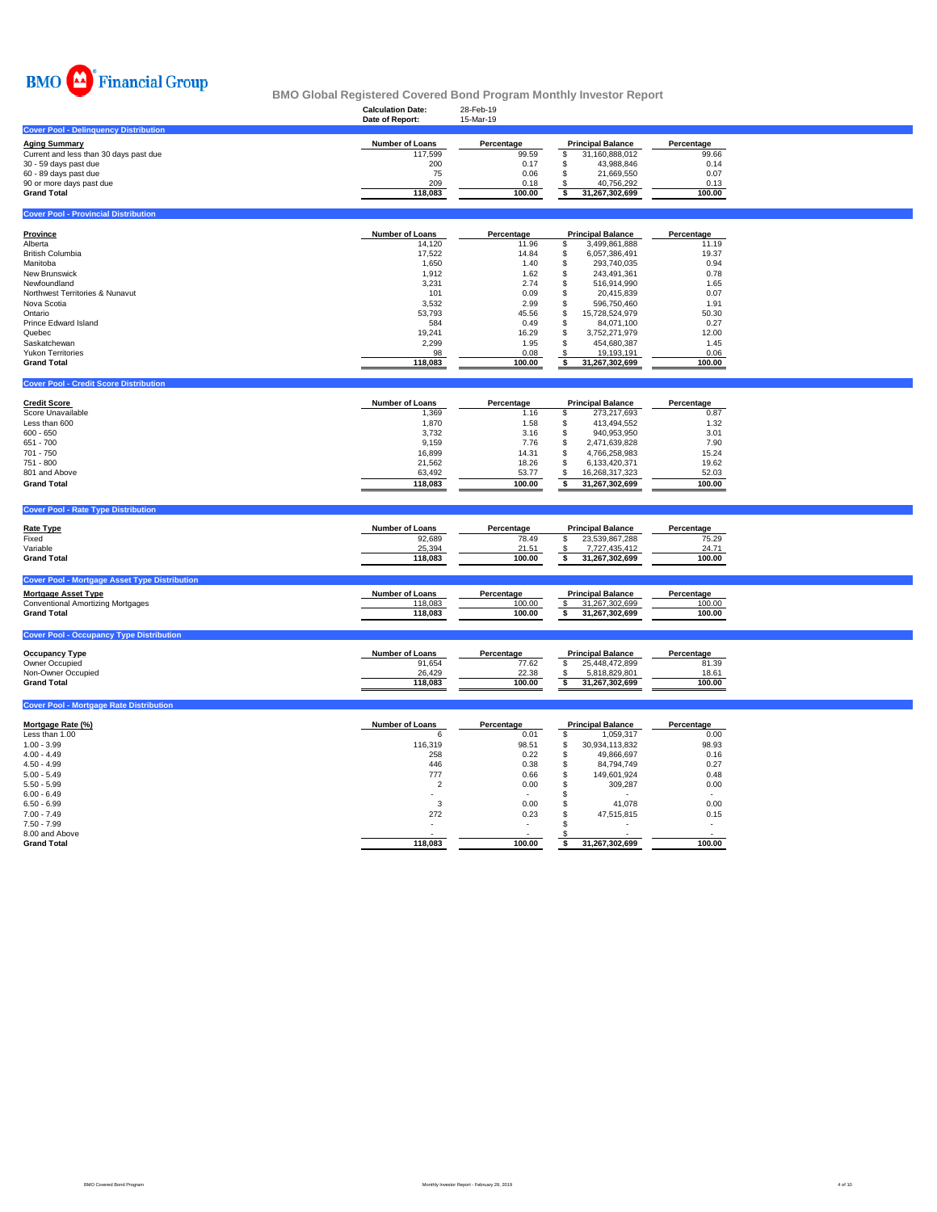BMO Financial Group

# BMO Global Registered Covered Bond Program Monthly Investor Report

**Calculation Date:** 28-Feb-19
**Date of Report:** 15-Mar-19

## Cover Pool - Delinquency Distribution

| Aging Summary | Number of Loans | Percentage | Principal Balance | Percentage |
|---|---|---|---|---|
| Current and less than 30 days past due | 117,599 | 99.59 | $ 31,160,888,012 | 99.66 |
| 30 - 59 days past due | 200 | 0.17 | $ 43,988,846 | 0.14 |
| 60 - 89 days past due | 75 | 0.06 | $ 21,669,550 | 0.07 |
| 90 or more days past due | 209 | 0.18 | $ 40,756,292 | 0.13 |
| **Grand Total** | **118,083** | **100.00** | **$ 31,267,302,699** | **100.00** |

## Cover Pool - Provincial Distribution

| Province | Number of Loans | Percentage | Principal Balance | Percentage |
|---|---|---|---|---|
| Alberta | 14,120 | 11.96 | $ 3,499,861,888 | 11.19 |
| British Columbia | 17,522 | 14.84 | $ 6,057,386,491 | 19.37 |
| Manitoba | 1,650 | 1.40 | $ 293,740,035 | 0.94 |
| New Brunswick | 1,912 | 1.62 | $ 243,491,361 | 0.78 |
| Newfoundland | 3,231 | 2.74 | $ 516,914,990 | 1.65 |
| Northwest Territories & Nunavut | 101 | 0.09 | $ 20,415,839 | 0.07 |
| Nova Scotia | 3,532 | 2.99 | $ 596,750,460 | 1.91 |
| Ontario | 53,793 | 45.56 | $ 15,728,524,979 | 50.30 |
| Prince Edward Island | 584 | 0.49 | $ 84,071,100 | 0.27 |
| Quebec | 19,241 | 16.29 | $ 3,752,271,979 | 12.00 |
| Saskatchewan | 2,299 | 1.95 | $ 454,680,387 | 1.45 |
| Yukon Territories | 98 | 0.08 | $ 19,193,191 | 0.06 |
| **Grand Total** | **118,083** | **100.00** | **$ 31,267,302,699** | **100.00** |

## Cover Pool - Credit Score Distribution

| Credit Score | Number of Loans | Percentage | Principal Balance | Percentage |
|---|---|---|---|---|
| Score Unavailable | 1,369 | 1.16 | $ 273,217,693 | 0.87 |
| Less than 600 | 1,870 | 1.58 | $ 413,494,552 | 1.32 |
| 600 - 650 | 3,732 | 3.16 | $ 940,953,950 | 3.01 |
| 651 - 700 | 9,159 | 7.76 | $ 2,471,639,828 | 7.90 |
| 701 - 750 | 16,899 | 14.31 | $ 4,766,258,983 | 15.24 |
| 751 - 800 | 21,562 | 18.26 | $ 6,133,420,371 | 19.62 |
| 801 and Above | 63,492 | 53.77 | $ 16,268,317,323 | 52.03 |
| **Grand Total** | **118,083** | **100.00** | **$ 31,267,302,699** | **100.00** |

## Cover Pool - Rate Type Distribution

| Rate Type | Number of Loans | Percentage | Principal Balance | Percentage |
|---|---|---|---|---|
| Fixed | 92,689 | 78.49 | $ 23,539,867,288 | 75.29 |
| Variable | 25,394 | 21.51 | $ 7,727,435,412 | 24.71 |
| **Grand Total** | **118,083** | **100.00** | **$ 31,267,302,699** | **100.00** |

## Cover Pool - Mortgage Asset Type Distribution

| Mortgage Asset Type | Number of Loans | Percentage | Principal Balance | Percentage |
|---|---|---|---|---|
| Conventional Amortizing Mortgages | 118,083 | 100.00 | $ 31,267,302,699 | 100.00 |
| **Grand Total** | **118,083** | **100.00** | **$ 31,267,302,699** | **100.00** |

## Cover Pool - Occupancy Type Distribution

| Occupancy Type | Number of Loans | Percentage | Principal Balance | Percentage |
|---|---|---|---|---|
| Owner Occupied | 91,654 | 77.62 | $ 25,448,472,899 | 81.39 |
| Non-Owner Occupied | 26,429 | 22.38 | $ 5,818,829,801 | 18.61 |
| **Grand Total** | **118,083** | **100.00** | **$ 31,267,302,699** | **100.00** |

## Cover Pool - Mortgage Rate Distribution

| Mortgage Rate (%) | Number of Loans | Percentage | Principal Balance | Percentage |
|---|---|---|---|---|
| Less than 1.00 | 6 | 0.01 | $ 1,059,317 | 0.00 |
| 1.00 - 3.99 | 116,319 | 98.51 | $ 30,934,113,832 | 98.93 |
| 4.00 - 4.49 | 258 | 0.22 | $ 49,866,697 | 0.16 |
| 4.50 - 4.99 | 446 | 0.38 | $ 84,794,749 | 0.27 |
| 5.00 - 5.49 | 777 | 0.66 | $ 149,601,924 | 0.48 |
| 5.50 - 5.99 | 2 | 0.00 | $ 309,287 | 0.00 |
| 6.00 - 6.49 | - | - | $ - | - |
| 6.50 - 6.99 | 3 | 0.00 | $ 41,078 | 0.00 |
| 7.00 - 7.49 | 272 | 0.23 | $ 47,515,815 | 0.15 |
| 7.50 - 7.99 | - | - | $ - | - |
| 8.00 and Above | - | - | $ - | - |
| **Grand Total** | **118,083** | **100.00** | **$ 31,267,302,699** | **100.00** |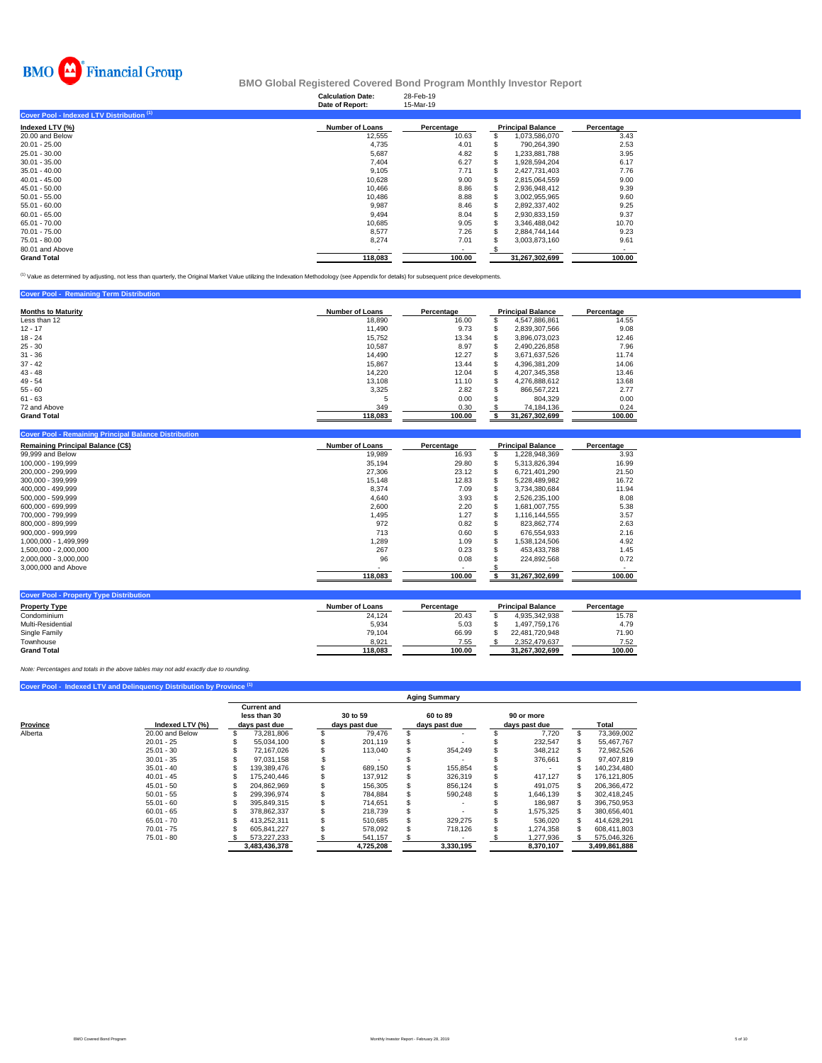BMO Financial Group

# BMO Global Registered Covered Bond Program Monthly Investor Report

**Calculation Date:** 28-Feb-19
**Date of Report:** 15-Mar-19

## Cover Pool - Indexed LTV Distribution [1]

| Indexed LTV (%) | Number of Loans | Percentage | Principal Balance | Percentage |
|---|---|---|---|---|
| 20.00 and Below | 12,555 | 10.63 | $ 1,073,586,070 | 3.43 |
| 20.01 - 25.00 | 4,735 | 4.01 | $ 790,264,390 | 2.53 |
| 25.01 - 30.00 | 5,687 | 4.82 | $ 1,233,881,788 | 3.95 |
| 30.01 - 35.00 | 7,404 | 6.27 | $ 1,928,594,204 | 6.17 |
| 35.01 - 40.00 | 9,105 | 7.71 | $ 2,427,731,403 | 7.76 |
| 40.01 - 45.00 | 10,628 | 9.00 | $ 2,815,064,559 | 9.00 |
| 45.01 - 50.00 | 10,466 | 8.86 | $ 2,936,948,412 | 9.39 |
| 50.01 - 55.00 | 10,486 | 8.88 | $ 3,002,955,965 | 9.60 |
| 55.01 - 60.00 | 9,987 | 8.46 | $ 2,892,337,402 | 9.25 |
| 60.01 - 65.00 | 9,494 | 8.04 | $ 2,930,833,159 | 9.37 |
| 65.01 - 70.00 | 10,685 | 9.05 | $ 3,346,488,042 | 10.70 |
| 70.01 - 75.00 | 8,577 | 7.26 | $ 2,884,744,144 | 9.23 |
| 75.01 - 80.00 | 8,274 | 7.01 | $ 3,003,873,160 | 9.61 |
| 80.01 and Above | - | - | $ - | - |
| **Grand Total** | **118,083** | **100.00** | **31,267,302,699** | **100.00** |

[1] Value as determined by adjusting, not less than quarterly, the Original Market Value utilizing the Indexation Methodology (see Appendix for details) for subsequent price developments.

## Cover Pool - Remaining Term Distribution

| Months to Maturity | Number of Loans | Percentage | Principal Balance | Percentage |
|---|---|---|---|---|
| Less than 12 | 18,890 | 16.00 | $ 4,547,886,861 | 14.55 |
| 12 - 17 | 11,490 | 9.73 | $ 2,839,307,566 | 9.08 |
| 18 - 24 | 15,752 | 13.34 | $ 3,896,073,023 | 12.46 |
| 25 - 30 | 10,587 | 8.97 | $ 2,490,226,858 | 7.96 |
| 31 - 36 | 14,490 | 12.27 | $ 3,671,637,526 | 11.74 |
| 37 - 42 | 15,867 | 13.44 | $ 4,396,381,209 | 14.06 |
| 43 - 48 | 14,220 | 12.04 | $ 4,207,345,358 | 13.46 |
| 49 - 54 | 13,108 | 11.10 | $ 4,276,888,612 | 13.68 |
| 55 - 60 | 3,325 | 2.82 | $ 866,567,221 | 2.77 |
| 61 - 63 | 5 | 0.00 | $ 804,329 | 0.00 |
| 72 and Above | 349 | 0.30 | $ 74,184,136 | 0.24 |
| **Grand Total** | **118,083** | **100.00** | **$ 31,267,302,699** | **100.00** |

## Cover Pool - Remaining Principal Balance Distribution

| Remaining Principal Balance (C$) | Number of Loans | Percentage | Principal Balance | Percentage |
|---|---|---|---|---|
| 99,999 and Below | 19,989 | 16.93 | $ 1,228,948,369 | 3.93 |
| 100,000 - 199,999 | 35,194 | 29.80 | $ 5,313,826,394 | 16.99 |
| 200,000 - 299,999 | 27,306 | 23.12 | $ 6,721,401,290 | 21.50 |
| 300,000 - 399,999 | 15,148 | 12.83 | $ 5,228,489,982 | 16.72 |
| 400,000 - 499,999 | 8,374 | 7.09 | $ 3,734,380,684 | 11.94 |
| 500,000 - 599,999 | 4,640 | 3.93 | $ 2,526,235,100 | 8.08 |
| 600,000 - 699,999 | 2,600 | 2.20 | $ 1,681,007,755 | 5.38 |
| 700,000 - 799,999 | 1,495 | 1.27 | $ 1,116,144,555 | 3.57 |
| 800,000 - 899,999 | 972 | 0.82 | $ 823,862,774 | 2.63 |
| 900,000 - 999,999 | 713 | 0.60 | $ 676,554,933 | 2.16 |
| 1,000,000 - 1,499,999 | 1,289 | 1.09 | $ 1,538,124,506 | 4.92 |
| 1,500,000 - 2,000,000 | 267 | 0.23 | $ 453,433,788 | 1.45 |
| 2,000,000 - 3,000,000 | 96 | 0.08 | $ 224,892,568 | 0.72 |
| 3,000,000 and Above | - | - | $ - | - |
| | **118,083** | **100.00** | **$ 31,267,302,699** | **100.00** |

## Cover Pool - Property Type Distribution

| Property Type | Number of Loans | Percentage | Principal Balance | Percentage |
|---|---|---|---|---|
| Condominium | 24,124 | 20.43 | $ 4,935,342,938 | 15.78 |
| Multi-Residential | 5,934 | 5.03 | $ 1,497,759,176 | 4.79 |
| Single Family | 79,104 | 66.99 | $ 22,481,720,948 | 71.90 |
| Townhouse | 8,921 | 7.55 | $ 2,352,479,637 | 7.52 |
| **Grand Total** | **118,083** | **100.00** | **31,267,302,699** | **100.00** |

*Note: Percentages and totals in the above tables may not add exactly due to rounding.*

## Cover Pool - Indexed LTV and Delinquency Distribution by Province [1]

| | | Aging Summary | | | | |
|---|---|---|---|---|---|---|
| **Province** | **Indexed LTV (%)** | **Current and less than 30 days past due** | **30 to 59 days past due** | **60 to 89 days past due** | **90 or more days past due** | **Total** |
| Alberta | 20.00 and Below | $ 73,281,806 | $ 79,476 | $ - | $ 7,720 | $ 73,369,002 |
| | 20.01 - 25 | $ 55,034,100 | $ 201,119 | $ - | $ 232,547 | $ 55,467,767 |
| | 25.01 - 30 | $ 72,167,026 | $ 113,040 | $ 354,249 | $ 348,212 | $ 72,982,526 |
| | 30.01 - 35 | $ 97,031,158 | $ - | $ - | $ 376,661 | $ 97,407,819 |
| | 35.01 - 40 | $ 139,389,476 | $ 689,150 | $ 155,854 | $ - | $ 140,234,480 |
| | 40.01 - 45 | $ 175,240,446 | $ 137,912 | $ 326,319 | $ 417,127 | $ 176,121,805 |
| | 45.01 - 50 | $ 204,862,969 | $ 156,305 | $ 856,124 | $ 491,075 | $ 206,366,472 |
| | 50.01 - 55 | $ 299,396,974 | $ 784,884 | $ 590,248 | $ 1,646,139 | $ 302,418,245 |
| | 55.01 - 60 | $ 395,849,315 | $ 714,651 | $ - | $ 186,987 | $ 396,750,953 |
| | 60.01 - 65 | $ 378,862,337 | $ 218,739 | $ - | $ 1,575,325 | $ 380,656,401 |
| | 65.01 - 70 | $ 413,252,311 | $ 510,685 | $ 329,275 | $ 536,020 | $ 414,628,291 |
| | 70.01 - 75 | $ 605,841,227 | $ 578,092 | $ 718,126 | $ 1,274,358 | $ 608,411,803 |
| | 75.01 - 80 | $ 573,227,233 | $ 541,157 | $ - | $ 1,277,936 | $ 575,046,326 |
| | | **3,483,436,378** | **4,725,208** | **3,330,195** | **8,370,107** | **3,499,861,888** |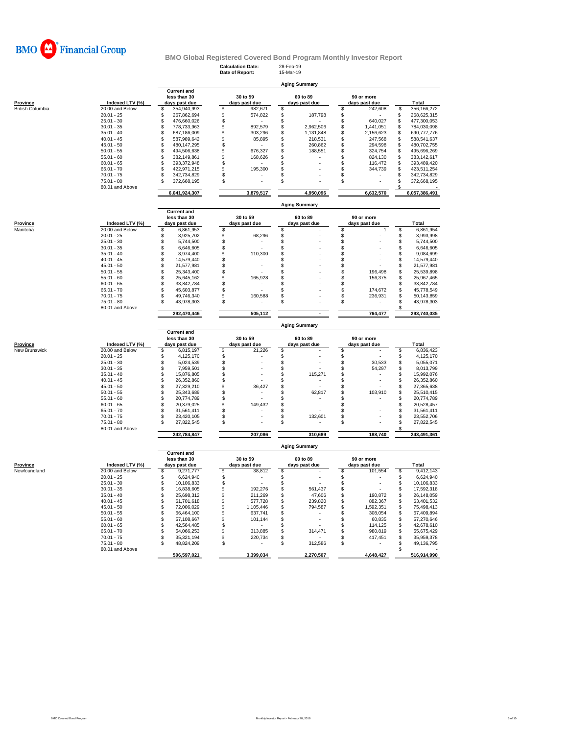BMO Financial Group

# BMO Global Registered Covered Bond Program Monthly Investor Report

**Calculation Date:** 28-Feb-19
**Date of Report:** 15-Mar-19

## Aging Summary

| Province | Indexed LTV (%) | Current and less than 30 days past due | 30 to 59 days past due | 60 to 89 days past due | 90 or more days past due | Total |
|---|---|---|---|---|---|---|
| British Columbia | 20.00 and Below | $ 354,940,993 | $ 982,671 | $ - | $ 242,608 | $ 356,166,272 |
| | 20.01 - 25 | $ 267,862,694 | $ 574,822 | $ 187,798 | $ - | $ 268,625,315 |
| | 25.01 - 30 | $ 476,660,026 | $ - | $ - | $ 640,027 | $ 477,300,053 |
| | 30.01 - 35 | $ 778,733,963 | $ 892,579 | $ 2,962,506 | $ 1,441,051 | $ 784,030,098 |
| | 35.01 - 40 | $ 687,186,009 | $ 303,296 | $ 1,131,848 | $ 2,156,623 | $ 690,777,776 |
| | 40.01 - 45 | $ 587,989,642 | $ 85,895 | $ 218,531 | $ 247,568 | $ 588,541,637 |
| | 45.01 - 50 | $ 480,147,295 | $ - | $ 260,862 | $ 294,598 | $ 480,702,755 |
| | 50.01 - 55 | $ 494,506,638 | $ 676,327 | $ 188,551 | $ 324,754 | $ 495,696,269 |
| | 55.01 - 60 | $ 382,149,861 | $ 168,626 | $ - | $ 824,130 | $ 383,142,617 |
| | 60.01 - 65 | $ 393,372,948 | $ - | $ - | $ 116,472 | $ 393,489,420 |
| | 65.01 - 70 | $ 422,971,215 | $ 195,300 | $ - | $ 344,739 | $ 423,511,254 |
| | 70.01 - 75 | $ 342,734,829 | $ - | $ - | $ - | $ 342,734,829 |
| | 75.01 - 80 | $ 372,668,195 | $ - | $ - | $ - | $ 372,668,195 |
| | 80.01 and Above | | | | | $ - |
| | | 6,041,924,307 | 3,879,517 | 4,950,096 | 6,632,570 | 6,057,386,491 |

## Aging Summary

| Province | Indexed LTV (%) | Current and less than 30 days past due | 30 to 59 days past due | 60 to 89 days past due | 90 or more days past due | Total |
|---|---|---|---|---|---|---|
| Manitoba | 20.00 and Below | $ 6,861,953 | $ - | $ - | $ 1 | $ 6,861,954 |
| | 20.01 - 25 | $ 3,925,702 | $ 68,296 | $ - | $ - | $ 3,993,998 |
| | 25.01 - 30 | $ 5,744,500 | $ - | $ - | $ - | $ 5,744,500 |
| | 30.01 - 35 | $ 6,646,605 | $ - | $ - | $ - | $ 6,646,605 |
| | 35.01 - 40 | $ 8,974,400 | $ 110,300 | $ - | $ - | $ 9,084,699 |
| | 40.01 - 45 | $ 14,579,440 | $ - | $ - | $ - | $ 14,579,440 |
| | 45.01 - 50 | $ 21,577,981 | $ - | $ - | $ - | $ 21,577,981 |
| | 50.01 - 55 | $ 25,343,400 | $ - | $ - | $ 196,498 | $ 25,539,898 |
| | 55.01 - 60 | $ 25,645,162 | $ 165,928 | $ - | $ 156,375 | $ 25,967,465 |
| | 60.01 - 65 | $ 33,842,784 | $ - | $ - | $ - | $ 33,842,784 |
| | 65.01 - 70 | $ 45,603,877 | $ - | $ - | $ 174,672 | $ 45,778,549 |
| | 70.01 - 75 | $ 49,746,340 | $ 160,588 | $ - | $ 236,931 | $ 50,143,859 |
| | 75.01 - 80 | $ 43,978,303 | $ - | $ - | $ - | $ 43,978,303 |
| | 80.01 and Above | | | | | $ - |
| | | 292,470,446 | 505,112 | - | 764,477 | 293,740,035 |

## Aging Summary

| Province | Indexed LTV (%) | Current and less than 30 days past due | 30 to 59 days past due | 60 to 89 days past due | 90 or more days past due | Total |
|---|---|---|---|---|---|---|
| New Brunswick | 20.00 and Below | $ 6,815,197 | $ 21,226 | $ - | $ - | $ 6,836,423 |
| | 20.01 - 25 | $ 4,125,170 | $ - | $ - | $ - | $ 4,125,170 |
| | 25.01 - 30 | $ 5,024,539 | $ - | $ - | $ 30,533 | $ 5,055,071 |
| | 30.01 - 35 | $ 7,959,501 | $ - | $ - | $ 54,297 | $ 8,013,799 |
| | 35.01 - 40 | $ 15,876,805 | $ - | $ 115,271 | $ - | $ 15,992,076 |
| | 40.01 - 45 | $ 26,352,860 | $ - | $ - | $ - | $ 26,352,860 |
| | 45.01 - 50 | $ 27,329,210 | $ 36,427 | $ - | $ - | $ 27,365,638 |
| | 50.01 - 55 | $ 25,343,689 | $ - | $ 62,817 | $ 103,910 | $ 25,510,415 |
| | 55.01 - 60 | $ 20,774,789 | $ - | $ - | $ - | $ 20,774,789 |
| | 60.01 - 65 | $ 20,379,025 | $ 149,432 | $ - | $ - | $ 20,528,457 |
| | 65.01 - 70 | $ 31,561,411 | $ - | $ - | $ - | $ 31,561,411 |
| | 70.01 - 75 | $ 23,420,105 | $ - | $ 132,601 | $ - | $ 23,552,706 |
| | 75.01 - 80 | $ 27,822,545 | $ - | $ - | $ - | $ 27,822,545 |
| | 80.01 and Above | | | | | $ - |
| | | 242,784,847 | 207,086 | 310,689 | 188,740 | 243,491,361 |

## Aging Summary

| Province | Indexed LTV (%) | Current and less than 30 days past due | 30 to 59 days past due | 60 to 89 days past due | 90 or more days past due | Total |
|---|---|---|---|---|---|---|
| Newfoundland | 20.00 and Below | $ 9,271,777 | $ 38,812 | $ - | $ 101,554 | $ 9,412,143 |
| | 20.01 - 25 | $ 6,624,940 | $ - | $ - | $ - | $ 6,624,940 |
| | 25.01 - 30 | $ 10,106,833 | $ - | $ - | $ - | $ 10,106,833 |
| | 30.01 - 35 | $ 16,838,605 | $ 192,276 | $ 561,437 | $ - | $ 17,592,318 |
| | 35.01 - 40 | $ 25,698,312 | $ 211,269 | $ 47,606 | $ 190,872 | $ 26,148,059 |
| | 40.01 - 45 | $ 61,701,618 | $ 577,728 | $ 239,820 | $ 882,367 | $ 63,401,532 |
| | 45.01 - 50 | $ 72,006,029 | $ 1,105,446 | $ 794,587 | $ 1,592,351 | $ 75,498,413 |
| | 50.01 - 55 | $ 66,464,100 | $ 637,741 | $ - | $ 308,054 | $ 67,409,894 |
| | 55.01 - 60 | $ 57,108,667 | $ 101,144 | $ - | $ 60,835 | $ 57,270,646 |
| | 60.01 - 65 | $ 42,564,485 | $ - | $ - | $ 114,125 | $ 42,678,610 |
| | 65.01 - 70 | $ 54,066,253 | $ 313,885 | $ 314,471 | $ 980,819 | $ 55,675,429 |
| | 70.01 - 75 | $ 35,321,194 | $ 220,734 | $ - | $ 417,451 | $ 35,959,378 |
| | 75.01 - 80 | $ 48,824,209 | $ - | $ 312,586 | $ - | $ 49,136,795 |
| | 80.01 and Above | | | | | $ - |
| | | 506,597,021 | 3,399,034 | 2,270,507 | 4,648,427 | 516,914,990 |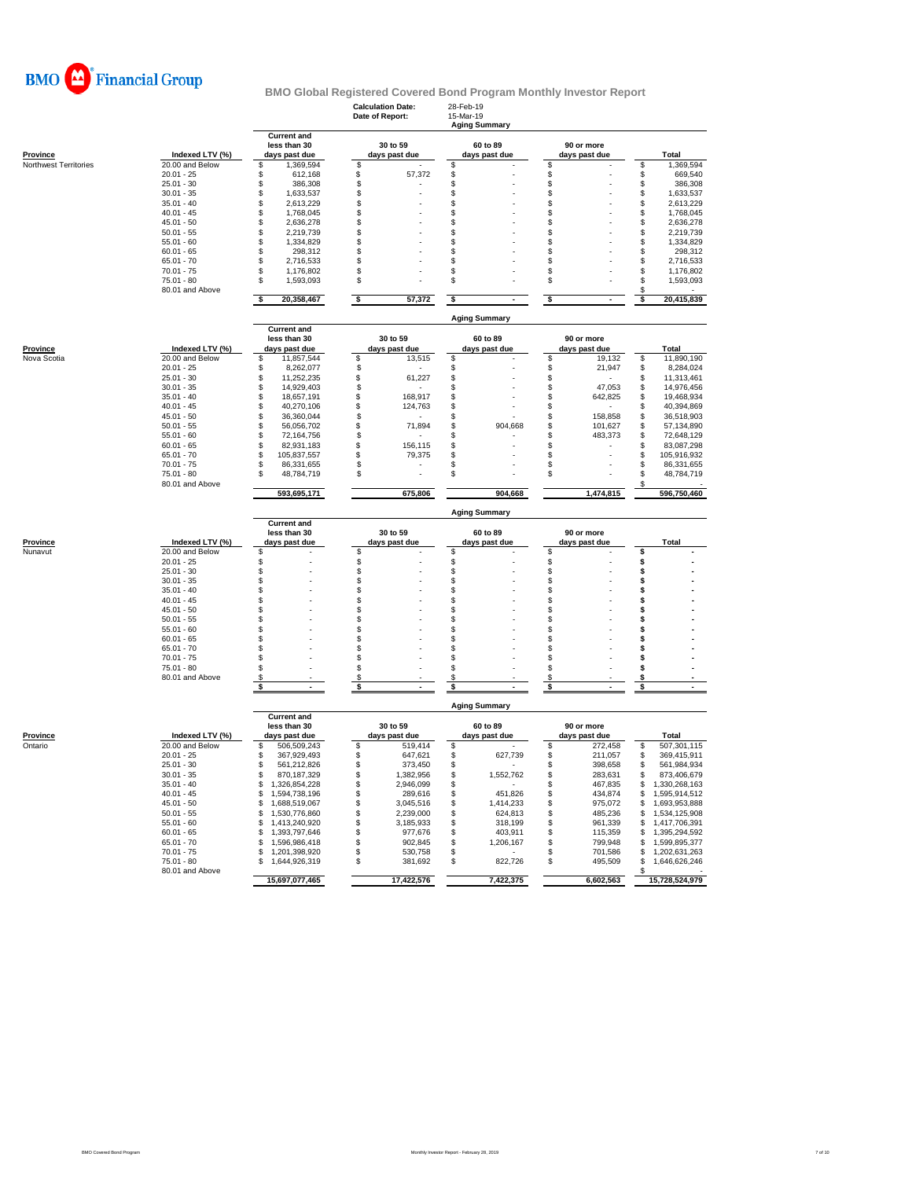# BMO Global Registered Covered Bond Program Monthly Investor Report

**Calculation Date:** 28-Feb-19
**Date of Report:** 15-Mar-19

## Aging Summary

| Province | Indexed LTV (%) | Current and less than 30 days past due | 30 to 59 days past due | 60 to 89 days past due | 90 or more days past due | Total |
|---|---|---|---|---|---|---|
| Northwest Territories | 20.00 and Below | $ 1,369,594 | $ - | $ - | $ - | $ 1,369,594 |
| | 20.01 - 25 | $ 612,168 | $ 57,372 | $ - | $ - | $ 669,540 |
| | 25.01 - 30 | $ 386,308 | $ - | $ - | $ - | $ 386,308 |
| | 30.01 - 35 | $ 1,633,537 | $ - | $ - | $ - | $ 1,633,537 |
| | 35.01 - 40 | $ 2,613,229 | $ - | $ - | $ - | $ 2,613,229 |
| | 40.01 - 45 | $ 1,768,045 | $ - | $ - | $ - | $ 1,768,045 |
| | 45.01 - 50 | $ 2,636,278 | $ - | $ - | $ - | $ 2,636,278 |
| | 50.01 - 55 | $ 2,219,739 | $ - | $ - | $ - | $ 2,219,739 |
| | 55.01 - 60 | $ 1,334,829 | $ - | $ - | $ - | $ 1,334,829 |
| | 60.01 - 65 | $ 298,312 | $ - | $ - | $ - | $ 298,312 |
| | 65.01 - 70 | $ 2,716,533 | $ - | $ - | $ - | $ 2,716,533 |
| | 70.01 - 75 | $ 1,176,802 | $ - | $ - | $ - | $ 1,176,802 |
| | 75.01 - 80 | $ 1,593,093 | $ - | $ - | $ - | $ 1,593,093 |
| | 80.01 and Above | | | | | $ - |
| | | $ 20,358,467 | $ 57,372 | $ - | $ - | $ 20,415,839 |

## Aging Summary

| Province | Indexed LTV (%) | Current and less than 30 days past due | 30 to 59 days past due | 60 to 89 days past due | 90 or more days past due | Total |
|---|---|---|---|---|---|---|
| Nova Scotia | 20.00 and Below | $ 11,857,544 | $ 13,515 | $ - | $ 19,132 | $ 11,890,190 |
| | 20.01 - 25 | $ 8,262,077 | $ - | $ - | $ 21,947 | $ 8,284,024 |
| | 25.01 - 30 | $ 11,252,235 | $ 61,227 | $ - | $ - | $ 11,313,461 |
| | 30.01 - 35 | $ 14,929,403 | $ - | $ - | $ 47,053 | $ 14,976,456 |
| | 35.01 - 40 | $ 18,657,191 | $ 168,917 | $ - | $ 642,825 | $ 19,468,934 |
| | 40.01 - 45 | $ 40,270,106 | $ 124,763 | $ - | $ - | $ 40,394,869 |
| | 45.01 - 50 | $ 36,360,044 | $ - | $ - | $ 158,858 | $ 36,518,903 |
| | 50.01 - 55 | $ 56,056,702 | $ 71,894 | $ 904,668 | $ 101,627 | $ 57,134,890 |
| | 55.01 - 60 | $ 72,164,756 | $ - | $ - | $ 483,373 | $ 72,648,129 |
| | 60.01 - 65 | $ 82,931,183 | $ 156,115 | $ - | $ - | $ 83,087,298 |
| | 65.01 - 70 | $ 105,837,557 | $ 79,375 | $ - | $ - | $ 105,916,932 |
| | 70.01 - 75 | $ 86,331,655 | $ - | $ - | $ - | $ 86,331,655 |
| | 75.01 - 80 | $ 48,784,719 | $ - | $ - | $ - | $ 48,784,719 |
| | 80.01 and Above | | | | | $ - |
| | | 593,695,171 | 675,806 | 904,668 | 1,474,815 | 596,750,460 |

## Aging Summary

| Province | Indexed LTV (%) | Current and less than 30 days past due | 30 to 59 days past due | 60 to 89 days past due | 90 or more days past due | Total |
|---|---|---|---|---|---|---|
| Nunavut | 20.00 and Below | $ - | $ - | $ - | $ - | $ - |
| | 20.01 - 25 | $ - | $ - | $ - | $ - | $ - |
| | 25.01 - 30 | $ - | $ - | $ - | $ - | $ - |
| | 30.01 - 35 | $ - | $ - | $ - | $ - | $ - |
| | 35.01 - 40 | $ - | $ - | $ - | $ - | $ - |
| | 40.01 - 45 | $ - | $ - | $ - | $ - | $ - |
| | 45.01 - 50 | $ - | $ - | $ - | $ - | $ - |
| | 50.01 - 55 | $ - | $ - | $ - | $ - | $ - |
| | 55.01 - 60 | $ - | $ - | $ - | $ - | $ - |
| | 60.01 - 65 | $ - | $ - | $ - | $ - | $ - |
| | 65.01 - 70 | $ - | $ - | $ - | $ - | $ - |
| | 70.01 - 75 | $ - | $ - | $ - | $ - | $ - |
| | 75.01 - 80 | $ - | $ - | $ - | $ - | $ - |
| | 80.01 and Above | $ - | $ - | $ - | $ - | $ - |
| | | $ - | $ - | $ - | $ - | $ - |

## Aging Summary

| Province | Indexed LTV (%) | Current and less than 30 days past due | 30 to 59 days past due | 60 to 89 days past due | 90 or more days past due | Total |
|---|---|---|---|---|---|---|
| Ontario | 20.00 and Below | $ 506,509,243 | $ 519,414 | $ - | $ 272,458 | $ 507,301,115 |
| | 20.01 - 25 | $ 367,929,493 | $ 647,621 | $ 627,739 | $ 211,057 | $ 369,415,911 |
| | 25.01 - 30 | $ 561,212,826 | $ 373,450 | $ - | $ 398,658 | $ 561,984,934 |
| | 30.01 - 35 | $ 870,187,329 | $ 1,382,956 | $ 1,552,762 | $ 283,631 | $ 873,406,679 |
| | 35.01 - 40 | $ 1,326,854,228 | $ 2,946,099 | $ - | $ 467,835 | $ 1,330,268,163 |
| | 40.01 - 45 | $ 1,594,738,196 | $ 289,616 | $ 451,826 | $ 434,874 | $ 1,595,914,512 |
| | 45.01 - 50 | $ 1,688,519,067 | $ 3,045,516 | $ 1,414,233 | $ 975,072 | $ 1,693,953,888 |
| | 50.01 - 55 | $ 1,530,776,860 | $ 2,239,000 | $ 624,813 | $ 485,236 | $ 1,534,125,908 |
| | 55.01 - 60 | $ 1,413,240,920 | $ 3,185,933 | $ 318,199 | $ 961,339 | $ 1,417,706,391 |
| | 60.01 - 65 | $ 1,393,797,646 | $ 977,676 | $ 403,911 | $ 115,359 | $ 1,395,294,592 |
| | 65.01 - 70 | $ 1,596,986,418 | $ 902,845 | $ 1,206,167 | $ 799,948 | $ 1,599,895,377 |
| | 70.01 - 75 | $ 1,201,398,920 | $ 530,758 | $ - | $ 701,586 | $ 1,202,631,263 |
| | 75.01 - 80 | $ 1,644,926,319 | $ 381,692 | $ 822,726 | $ 495,509 | $ 1,646,626,246 |
| | 80.01 and Above | | | | | $ - |
| | | 15,697,077,465 | 17,422,576 | 7,422,375 | 6,602,563 | 15,728,524,979 |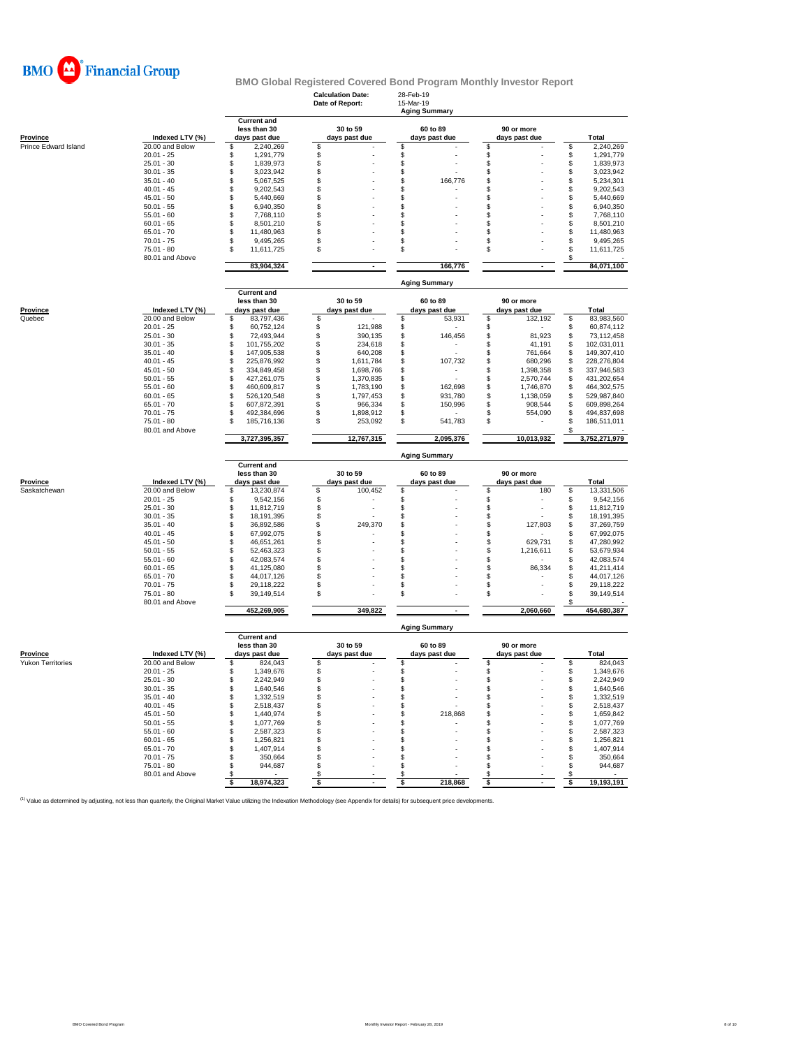# BMO Financial Group

## BMO Global Registered Covered Bond Program Monthly Investor Report

**Calculation Date:** 28-Feb-19
**Date of Report:** 15-Mar-19

### Aging Summary

| Province | Indexed LTV (%) | Current and less than 30 days past due | 30 to 59 days past due | 60 to 89 days past due | 90 or more days past due | Total |
|---|---|---|---|---|---|---|
| Prince Edward Island | 20.00 and Below | $ 2,240,269 | $ - | $ - | $ - | $ 2,240,269 |
| | 20.01 - 25 | $ 1,291,779 | $ - | $ - | $ - | $ 1,291,779 |
| | 25.01 - 30 | $ 1,839,973 | $ - | $ - | $ - | $ 1,839,973 |
| | 30.01 - 35 | $ 3,023,942 | $ - | $ - | $ - | $ 3,023,942 |
| | 35.01 - 40 | $ 5,067,525 | $ - | $ 166,776 | $ - | $ 5,234,301 |
| | 40.01 - 45 | $ 9,202,543 | $ - | $ - | $ - | $ 9,202,543 |
| | 45.01 - 50 | $ 5,440,669 | $ - | $ - | $ - | $ 5,440,669 |
| | 50.01 - 55 | $ 6,940,350 | $ - | $ - | $ - | $ 6,940,350 |
| | 55.01 - 60 | $ 7,768,110 | $ - | $ - | $ - | $ 7,768,110 |
| | 60.01 - 65 | $ 8,501,210 | $ - | $ - | $ - | $ 8,501,210 |
| | 65.01 - 70 | $ 11,480,963 | $ - | $ - | $ - | $ 11,480,963 |
| | 70.01 - 75 | $ 9,495,265 | $ - | $ - | $ - | $ 9,495,265 |
| | 75.01 - 80 | $ 11,611,725 | $ - | $ - | $ - | $ 11,611,725 |
| | 80.01 and Above | | | | | $ - |
| | | 83,904,324 | - | 166,776 | - | 84,071,100 |

### Aging Summary

| Province | Indexed LTV (%) | Current and less than 30 days past due | 30 to 59 days past due | 60 to 89 days past due | 90 or more days past due | Total |
|---|---|---|---|---|---|---|
| Quebec | 20.00 and Below | $ 83,797,436 | $ - | $ 53,931 | $ 132,192 | $ 83,983,560 |
| | 20.01 - 25 | $ 60,752,124 | $ 121,988 | $ - | $ - | $ 60,874,112 |
| | 25.01 - 30 | $ 72,493,944 | $ 390,135 | $ 146,456 | $ 81,923 | $ 73,112,458 |
| | 30.01 - 35 | $ 101,755,202 | $ 234,618 | $ - | $ 41,191 | $ 102,031,011 |
| | 35.01 - 40 | $ 147,905,538 | $ 640,208 | $ - | $ 761,664 | $ 149,307,410 |
| | 40.01 - 45 | $ 225,876,992 | $ 1,611,784 | $ 107,732 | $ 680,296 | $ 228,276,804 |
| | 45.01 - 50 | $ 334,849,458 | $ 1,698,766 | $ - | $ 1,398,358 | $ 337,946,583 |
| | 50.01 - 55 | $ 427,261,075 | $ 1,370,835 | $ - | $ 2,570,744 | $ 431,202,654 |
| | 55.01 - 60 | $ 460,609,817 | $ 1,783,190 | $ 162,698 | $ 1,746,870 | $ 464,302,575 |
| | 60.01 - 65 | $ 526,120,548 | $ 1,797,453 | $ 931,780 | $ 1,138,059 | $ 529,987,840 |
| | 65.01 - 70 | $ 607,872,391 | $ 966,334 | $ 150,996 | $ 908,544 | $ 609,898,264 |
| | 70.01 - 75 | $ 492,384,696 | $ 1,898,912 | $ - | $ 554,090 | $ 494,837,698 |
| | 75.01 - 80 | $ 185,716,136 | $ 253,092 | $ 541,783 | $ - | $ 186,511,011 |
| | 80.01 and Above | | | | | $ - |
| | | 3,727,395,357 | 12,767,315 | 2,095,376 | 10,013,932 | 3,752,271,979 |

### Aging Summary

| Province | Indexed LTV (%) | Current and less than 30 days past due | 30 to 59 days past due | 60 to 89 days past due | 90 or more days past due | Total |
|---|---|---|---|---|---|---|
| Saskatchewan | 20.00 and Below | $ 13,230,874 | $ 100,452 | $ - | $ 180 | $ 13,331,506 |
| | 20.01 - 25 | $ 9,542,156 | $ - | $ - | $ - | $ 9,542,156 |
| | 25.01 - 30 | $ 11,812,719 | $ - | $ - | $ - | $ 11,812,719 |
| | 30.01 - 35 | $ 18,191,395 | $ - | $ - | $ - | $ 18,191,395 |
| | 35.01 - 40 | $ 36,892,586 | $ 249,370 | $ - | $ 127,803 | $ 37,269,759 |
| | 40.01 - 45 | $ 67,992,075 | $ - | $ - | $ - | $ 67,992,075 |
| | 45.01 - 50 | $ 46,651,261 | $ - | $ - | $ 629,731 | $ 47,280,992 |
| | 50.01 - 55 | $ 52,463,323 | $ - | $ - | $ 1,216,611 | $ 53,679,934 |
| | 55.01 - 60 | $ 42,083,574 | $ - | $ - | $ - | $ 42,083,574 |
| | 60.01 - 65 | $ 41,125,080 | $ - | $ - | $ 86,334 | $ 41,211,414 |
| | 65.01 - 70 | $ 44,017,126 | $ - | $ - | $ - | $ 44,017,126 |
| | 70.01 - 75 | $ 29,118,222 | $ - | $ - | $ - | $ 29,118,222 |
| | 75.01 - 80 | $ 39,149,514 | $ - | $ - | $ - | $ 39,149,514 |
| | 80.01 and Above | | | | | $ - |
| | | 452,269,905 | 349,822 | - | 2,060,660 | 454,680,387 |

### Aging Summary

| Province | Indexed LTV (%) | Current and less than 30 days past due | 30 to 59 days past due | 60 to 89 days past due | 90 or more days past due | Total |
|---|---|---|---|---|---|---|
| Yukon Territories | 20.00 and Below | $ 824,043 | $ - | $ - | $ - | $ 824,043 |
| | 20.01 - 25 | $ 1,349,676 | $ - | $ - | $ - | $ 1,349,676 |
| | 25.01 - 30 | $ 2,242,949 | $ - | $ - | $ - | $ 2,242,949 |
| | 30.01 - 35 | $ 1,640,546 | $ - | $ - | $ - | $ 1,640,546 |
| | 35.01 - 40 | $ 1,332,519 | $ - | $ - | $ - | $ 1,332,519 |
| | 40.01 - 45 | $ 2,518,437 | $ - | $ - | $ - | $ 2,518,437 |
| | 45.01 - 50 | $ 1,440,974 | $ - | $ 218,868 | $ - | $ 1,659,842 |
| | 50.01 - 55 | $ 1,077,769 | $ - | $ - | $ - | $ 1,077,769 |
| | 55.01 - 60 | $ 2,587,323 | $ - | $ - | $ - | $ 2,587,323 |
| | 60.01 - 65 | $ 1,256,821 | $ - | $ - | $ - | $ 1,256,821 |
| | 65.01 - 70 | $ 1,407,914 | $ - | $ - | $ - | $ 1,407,914 |
| | 70.01 - 75 | $ 350,664 | $ - | $ - | $ - | $ 350,664 |
| | 75.01 - 80 | $ 944,687 | $ - | $ - | $ - | $ 944,687 |
| | 80.01 and Above | $ - | $ - | $ - | $ - | $ - |
| | | $ 18,974,323 | $ - | $ 218,868 | $ - | $ 19,193,191 |

[1] Value as determined by adjusting, not less than quarterly, the Original Market Value utilizing the Indexation Methodology (see Appendix for details) for subsequent price developments.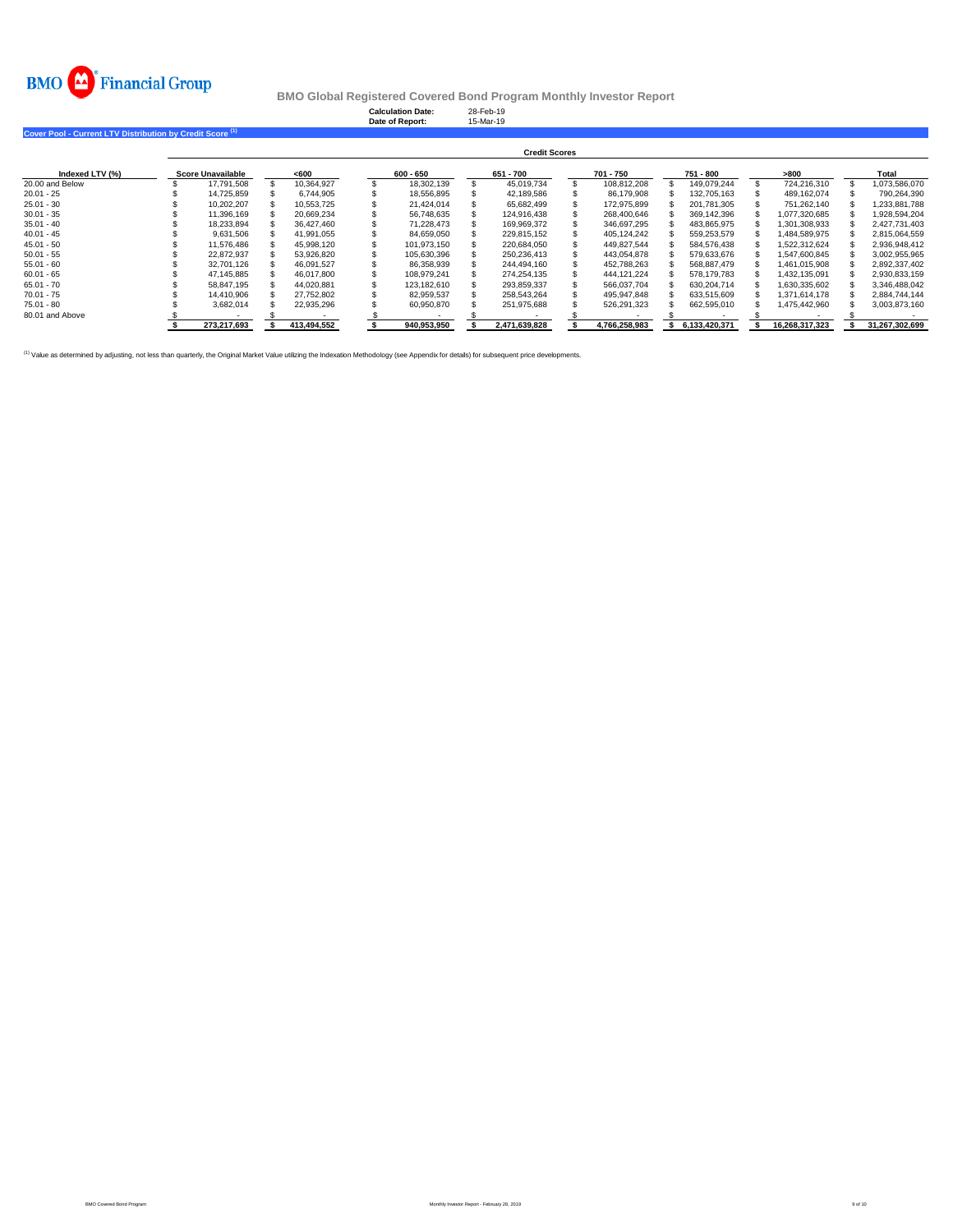BMO Financial Group

# BMO Global Registered Covered Bond Program Monthly Investor Report

**Calculation Date:** 28-Feb-19
**Date of Report:** 15-Mar-19

## Cover Pool - Current LTV Distribution by Credit Score [1]

| | Credit Scores | | | | | | | |
|---|---|---|---|---|---|---|---|---|
| **Indexed LTV (%)** | **Score Unavailable** | **<600** | **600 - 650** | **651 - 700** | **701 - 750** | **751 - 800** | **>800** | **Total** |
| 20.00 and Below | $ 17,791,508 | $ 10,364,927 | $ 18,302,139 | $ 45,019,734 | $ 108,812,208 | $ 149,079,244 | $ 724,216,310 | $ 1,073,586,070 |
| 20.01 - 25 | $ 14,725,859 | $ 6,744,905 | $ 18,556,895 | $ 42,189,586 | $ 86,179,908 | $ 132,705,163 | $ 489,162,074 | $ 790,264,390 |
| 25.01 - 30 | $ 10,202,207 | $ 10,553,725 | $ 21,424,014 | $ 65,682,499 | $ 172,975,899 | $ 201,781,305 | $ 751,262,140 | $ 1,233,881,788 |
| 30.01 - 35 | $ 11,396,169 | $ 20,669,234 | $ 56,748,635 | $ 124,916,438 | $ 268,400,646 | $ 369,142,396 | $ 1,077,320,685 | $ 1,928,594,204 |
| 35.01 - 40 | $ 18,233,894 | $ 36,427,460 | $ 71,228,473 | $ 169,969,372 | $ 346,697,295 | $ 483,865,975 | $ 1,301,308,933 | $ 2,427,731,403 |
| 40.01 - 45 | $ 9,631,506 | $ 41,991,055 | $ 84,659,050 | $ 229,815,152 | $ 405,124,242 | $ 559,253,579 | $ 1,484,589,975 | $ 2,815,064,559 |
| 45.01 - 50 | $ 11,576,486 | $ 45,998,120 | $ 101,973,150 | $ 220,684,050 | $ 449,827,544 | $ 584,576,438 | $ 1,522,312,624 | $ 2,936,948,412 |
| 50.01 - 55 | $ 22,872,937 | $ 53,926,820 | $ 105,630,396 | $ 250,236,413 | $ 443,054,878 | $ 579,633,676 | $ 1,547,600,845 | $ 3,002,955,965 |
| 55.01 - 60 | $ 32,701,126 | $ 46,091,527 | $ 86,358,939 | $ 244,494,160 | $ 452,788,263 | $ 568,887,479 | $ 1,461,015,908 | $ 2,892,337,402 |
| 60.01 - 65 | $ 47,145,885 | $ 46,017,800 | $ 108,979,241 | $ 274,254,135 | $ 444,121,224 | $ 578,179,783 | $ 1,432,135,091 | $ 2,930,833,159 |
| 65.01 - 70 | $ 58,847,195 | $ 44,020,881 | $ 123,182,610 | $ 293,859,337 | $ 566,037,704 | $ 630,204,714 | $ 1,630,335,602 | $ 3,346,488,042 |
| 70.01 - 75 | $ 14,410,906 | $ 27,752,802 | $ 82,959,537 | $ 258,543,264 | $ 495,947,848 | $ 633,515,609 | $ 1,371,614,178 | $ 2,884,744,144 |
| 75.01 - 80 | $ 3,682,014 | $ 22,935,296 | $ 60,950,870 | $ 251,975,688 | $ 526,291,323 | $ 662,595,010 | $ 1,475,442,960 | $ 3,003,873,160 |
| 80.01 and Above | $ - | $ - | $ - | $ - | $ - | $ - | $ - | $ - |
| | **$ 273,217,693** | **$ 413,494,552** | **$ 940,953,950** | **$ 2,471,639,828** | **$ 4,766,258,983** | **$ 6,133,420,371** | **$ 16,268,317,323** | **$ 31,267,302,699** |

[1] Value as determined by adjusting, not less than quarterly, the Original Market Value utilizing the Indexation Methodology (see Appendix for details) for subsequent price developments.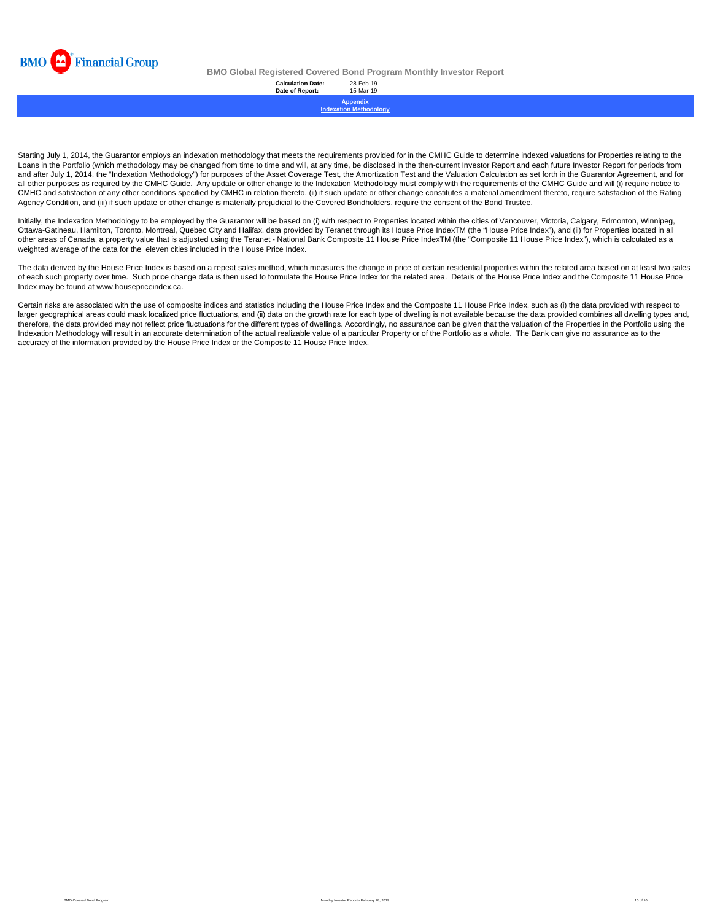BMO Global Registered Covered Bond Program Monthly Investor Report

**Calculation Date:** 28-Feb-19
**Date of Report:** 15-Mar-19

## Appendix
## Indexation Methodology

Starting July 1, 2014, the Guarantor employs an indexation methodology that meets the requirements provided for in the CMHC Guide to determine indexed valuations for Properties relating to the Loans in the Portfolio (which methodology may be changed from time to time and will, at any time, be disclosed in the then-current Investor Report and each future Investor Report for periods from and after July 1, 2014, the "Indexation Methodology") for purposes of the Asset Coverage Test, the Amortization Test and the Valuation Calculation as set forth in the Guarantor Agreement, and for all other purposes as required by the CMHC Guide. Any update or other change to the Indexation Methodology must comply with the requirements of the CMHC Guide and will (i) require notice to CMHC and satisfaction of any other conditions specified by CMHC in relation thereto, (ii) if such update or other change constitutes a material amendment thereto, require satisfaction of the Rating Agency Condition, and (iii) if such update or other change is materially prejudicial to the Covered Bondholders, require the consent of the Bond Trustee.

Initially, the Indexation Methodology to be employed by the Guarantor will be based on (i) with respect to Properties located within the cities of Vancouver, Victoria, Calgary, Edmonton, Winnipeg, Ottawa-Gatineau, Hamilton, Toronto, Montreal, Quebec City and Halifax, data provided by Teranet through its House Price IndexTM (the "House Price Index"), and (ii) for Properties located in all other areas of Canada, a property value that is adjusted using the Teranet - National Bank Composite 11 House Price IndexTM (the "Composite 11 House Price Index"), which is calculated as a weighted average of the data for the eleven cities included in the House Price Index.

The data derived by the House Price Index is based on a repeat sales method, which measures the change in price of certain residential properties within the related area based on at least two sales of each such property over time. Such price change data is then used to formulate the House Price Index for the related area. Details of the House Price Index and the Composite 11 House Price Index may be found at www.housepriceindex.ca.

Certain risks are associated with the use of composite indices and statistics including the House Price Index and the Composite 11 House Price Index, such as (i) the data provided with respect to larger geographical areas could mask localized price fluctuations, and (ii) data on the growth rate for each type of dwelling is not available because the data provided combines all dwelling types and, therefore, the data provided may not reflect price fluctuations for the different types of dwellings. Accordingly, no assurance can be given that the valuation of the Properties in the Portfolio using the Indexation Methodology will result in an accurate determination of the actual realizable value of a particular Property or of the Portfolio as a whole. The Bank can give no assurance as to the accuracy of the information provided by the House Price Index or the Composite 11 House Price Index.